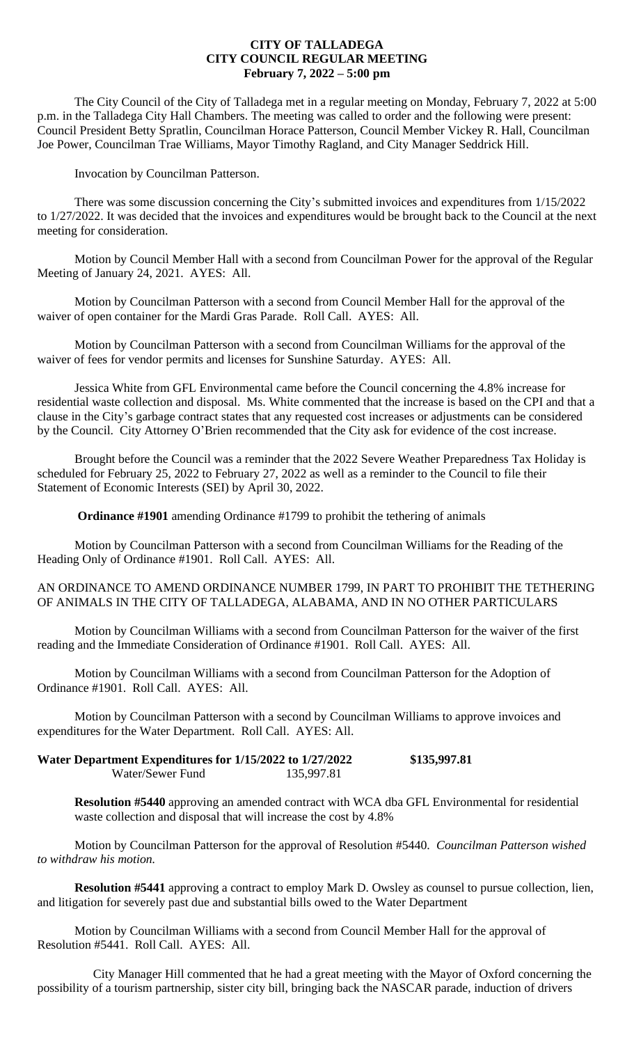**CITY OF TALLADEGA**
**CITY COUNCIL REGULAR MEETING**
**February 7, 2022 – 5:00 pm**

The City Council of the City of Talladega met in a regular meeting on Monday, February 7, 2022 at 5:00 p.m. in the Talladega City Hall Chambers. The meeting was called to order and the following were present: Council President Betty Spratlin, Councilman Horace Patterson, Council Member Vickey R. Hall, Councilman Joe Power, Councilman Trae Williams, Mayor Timothy Ragland, and City Manager Seddrick Hill.

Invocation by Councilman Patterson.

There was some discussion concerning the City's submitted invoices and expenditures from 1/15/2022 to 1/27/2022. It was decided that the invoices and expenditures would be brought back to the Council at the next meeting for consideration.

Motion by Council Member Hall with a second from Councilman Power for the approval of the Regular Meeting of January 24, 2021. AYES: All.

Motion by Councilman Patterson with a second from Council Member Hall for the approval of the waiver of open container for the Mardi Gras Parade. Roll Call. AYES: All.

Motion by Councilman Patterson with a second from Councilman Williams for the approval of the waiver of fees for vendor permits and licenses for Sunshine Saturday. AYES: All.

Jessica White from GFL Environmental came before the Council concerning the 4.8% increase for residential waste collection and disposal. Ms. White commented that the increase is based on the CPI and that a clause in the City's garbage contract states that any requested cost increases or adjustments can be considered by the Council. City Attorney O'Brien recommended that the City ask for evidence of the cost increase.

Brought before the Council was a reminder that the 2022 Severe Weather Preparedness Tax Holiday is scheduled for February 25, 2022 to February 27, 2022 as well as a reminder to the Council to file their Statement of Economic Interests (SEI) by April 30, 2022.

**Ordinance #1901** amending Ordinance #1799 to prohibit the tethering of animals

Motion by Councilman Patterson with a second from Councilman Williams for the Reading of the Heading Only of Ordinance #1901. Roll Call. AYES: All.

AN ORDINANCE TO AMEND ORDINANCE NUMBER 1799, IN PART TO PROHIBIT THE TETHERING OF ANIMALS IN THE CITY OF TALLADEGA, ALABAMA, AND IN NO OTHER PARTICULARS

Motion by Councilman Williams with a second from Councilman Patterson for the waiver of the first reading and the Immediate Consideration of Ordinance #1901. Roll Call. AYES: All.

Motion by Councilman Williams with a second from Councilman Patterson for the Adoption of Ordinance #1901. Roll Call. AYES: All.

Motion by Councilman Patterson with a second by Councilman Williams to approve invoices and expenditures for the Water Department. Roll Call. AYES: All.

**Water Department Expenditures for 1/15/2022 to 1/27/2022** **$135,997.81**
Water/Sewer Fund 135,997.81

**Resolution #5440** approving an amended contract with WCA dba GFL Environmental for residential waste collection and disposal that will increase the cost by 4.8%

Motion by Councilman Patterson for the approval of Resolution #5440. *Councilman Patterson wished to withdraw his motion.*

**Resolution #5441** approving a contract to employ Mark D. Owsley as counsel to pursue collection, lien, and litigation for severely past due and substantial bills owed to the Water Department

Motion by Councilman Williams with a second from Council Member Hall for the approval of Resolution #5441. Roll Call. AYES: All.

City Manager Hill commented that he had a great meeting with the Mayor of Oxford concerning the possibility of a tourism partnership, sister city bill, bringing back the NASCAR parade, induction of drivers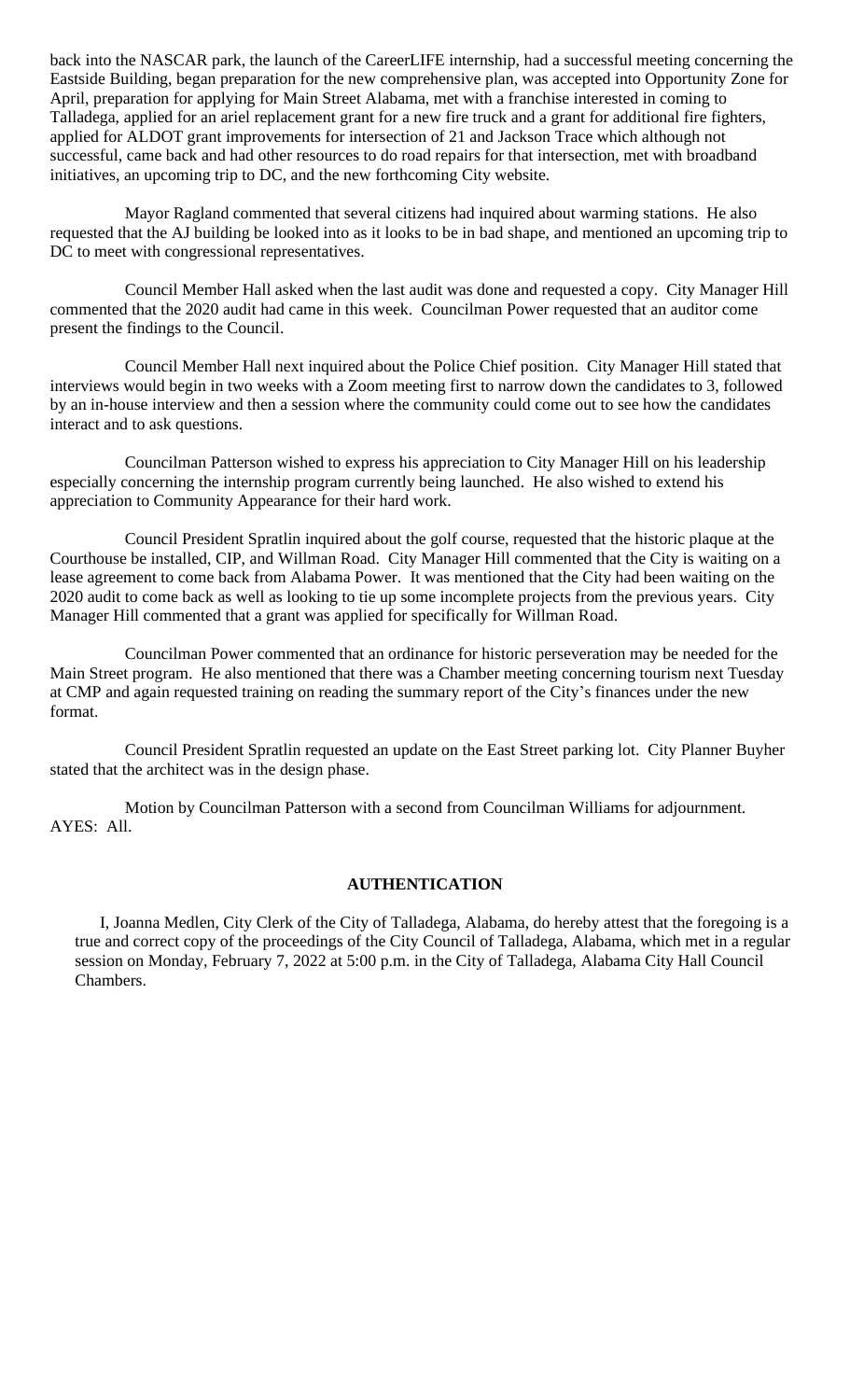back into the NASCAR park, the launch of the CareerLIFE internship, had a successful meeting concerning the Eastside Building, began preparation for the new comprehensive plan, was accepted into Opportunity Zone for April, preparation for applying for Main Street Alabama, met with a franchise interested in coming to Talladega, applied for an ariel replacement grant for a new fire truck and a grant for additional fire fighters, applied for ALDOT grant improvements for intersection of 21 and Jackson Trace which although not successful, came back and had other resources to do road repairs for that intersection, met with broadband initiatives, an upcoming trip to DC, and the new forthcoming City website.

Mayor Ragland commented that several citizens had inquired about warming stations. He also requested that the AJ building be looked into as it looks to be in bad shape, and mentioned an upcoming trip to DC to meet with congressional representatives.

Council Member Hall asked when the last audit was done and requested a copy. City Manager Hill commented that the 2020 audit had came in this week. Councilman Power requested that an auditor come present the findings to the Council.

Council Member Hall next inquired about the Police Chief position. City Manager Hill stated that interviews would begin in two weeks with a Zoom meeting first to narrow down the candidates to 3, followed by an in-house interview and then a session where the community could come out to see how the candidates interact and to ask questions.

Councilman Patterson wished to express his appreciation to City Manager Hill on his leadership especially concerning the internship program currently being launched. He also wished to extend his appreciation to Community Appearance for their hard work.

Council President Spratlin inquired about the golf course, requested that the historic plaque at the Courthouse be installed, CIP, and Willman Road. City Manager Hill commented that the City is waiting on a lease agreement to come back from Alabama Power. It was mentioned that the City had been waiting on the 2020 audit to come back as well as looking to tie up some incomplete projects from the previous years. City Manager Hill commented that a grant was applied for specifically for Willman Road.

Councilman Power commented that an ordinance for historic perseveration may be needed for the Main Street program. He also mentioned that there was a Chamber meeting concerning tourism next Tuesday at CMP and again requested training on reading the summary report of the City's finances under the new format.

Council President Spratlin requested an update on the East Street parking lot. City Planner Buyher stated that the architect was in the design phase.

Motion by Councilman Patterson with a second from Councilman Williams for adjournment. AYES: All.

## AUTHENTICATION

I, Joanna Medlen, City Clerk of the City of Talladega, Alabama, do hereby attest that the foregoing is a true and correct copy of the proceedings of the City Council of Talladega, Alabama, which met in a regular session on Monday, February 7, 2022 at 5:00 p.m. in the City of Talladega, Alabama City Hall Council Chambers.